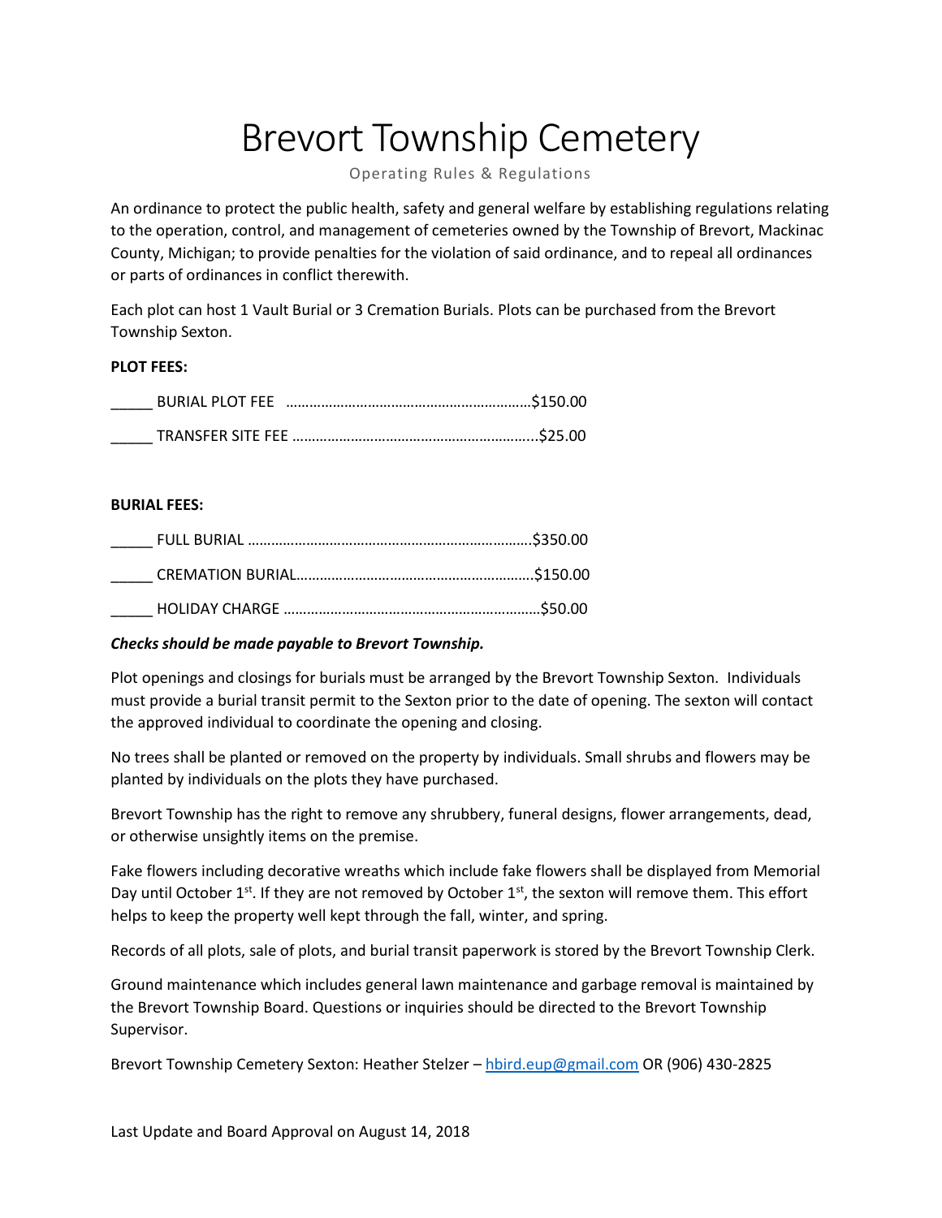# Brevort Township Cemetery

Operating Rules & Regulations

An ordinance to protect the public health, safety and general welfare by establishing regulations relating to the operation, control, and management of cemeteries owned by the Township of Brevort, Mackinac County, Michigan; to provide penalties for the violation of said ordinance, and to repeal all ordinances or parts of ordinances in conflict therewith.

Each plot can host 1 Vault Burial or 3 Cremation Burials. Plots can be purchased from the Brevort Township Sexton.

**PLOT FEES:**

_____ BURIAL PLOT FEE ……………………………………………………$150.00

_____ TRANSFER SITE FEE ……………………………………………………..$25.00

**BURIAL FEES:**

_____ FULL BURIAL ……………………………………………………………….$350.00

_____ CREMATION BURIAL…………………………………………………….$150.00

_____ HOLIDAY CHARGE …………………………………………………………$50.00

***Checks should be made payable to Brevort Township.***

Plot openings and closings for burials must be arranged by the Brevort Township Sexton. Individuals must provide a burial transit permit to the Sexton prior to the date of opening. The sexton will contact the approved individual to coordinate the opening and closing.

No trees shall be planted or removed on the property by individuals. Small shrubs and flowers may be planted by individuals on the plots they have purchased.

Brevort Township has the right to remove any shrubbery, funeral designs, flower arrangements, dead, or otherwise unsightly items on the premise.

Fake flowers including decorative wreaths which include fake flowers shall be displayed from Memorial Day until October 1st. If they are not removed by October 1st, the sexton will remove them. This effort helps to keep the property well kept through the fall, winter, and spring.

Records of all plots, sale of plots, and burial transit paperwork is stored by the Brevort Township Clerk.

Ground maintenance which includes general lawn maintenance and garbage removal is maintained by the Brevort Township Board. Questions or inquiries should be directed to the Brevort Township Supervisor.

Brevort Township Cemetery Sexton: Heather Stelzer – hbird.eup@gmail.com OR (906) 430-2825

Last Update and Board Approval on August 14, 2018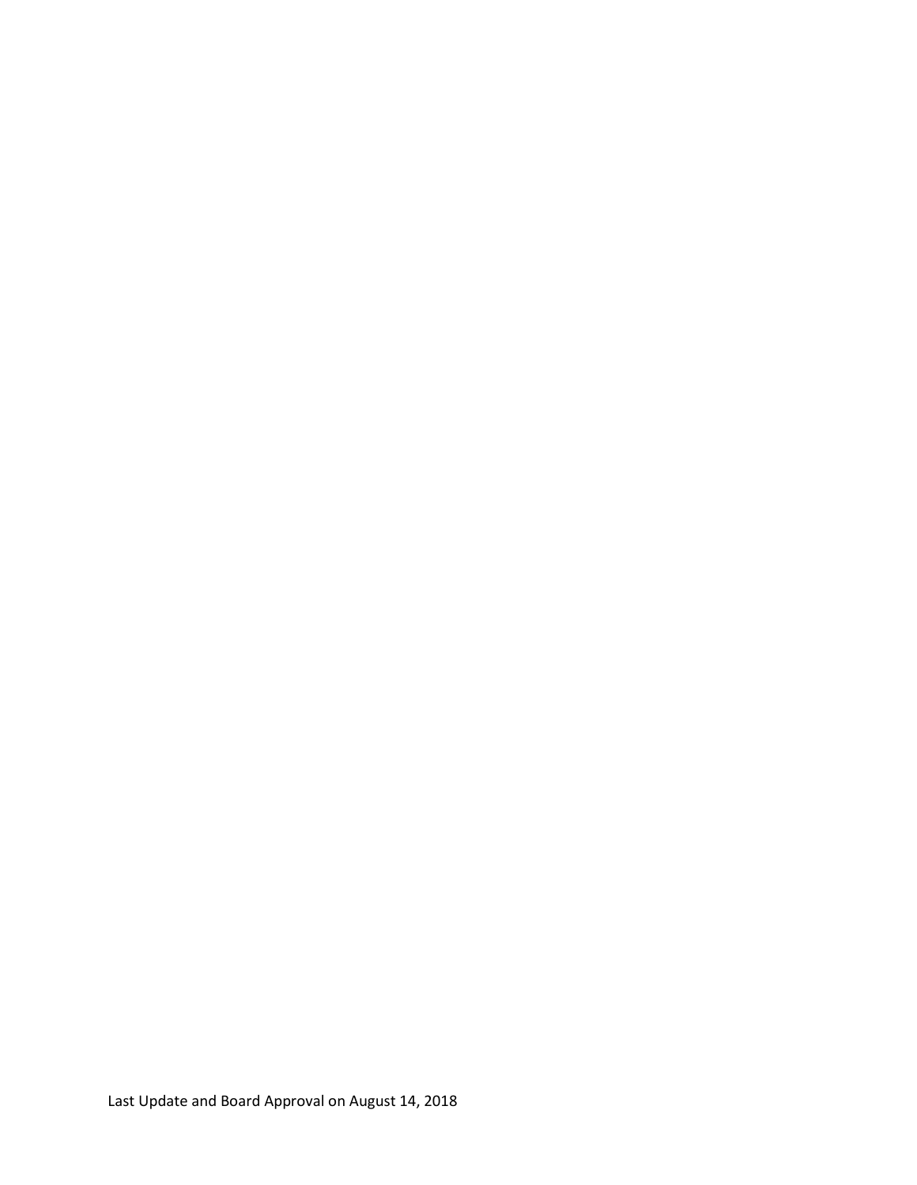Last Update and Board Approval on August 14, 2018